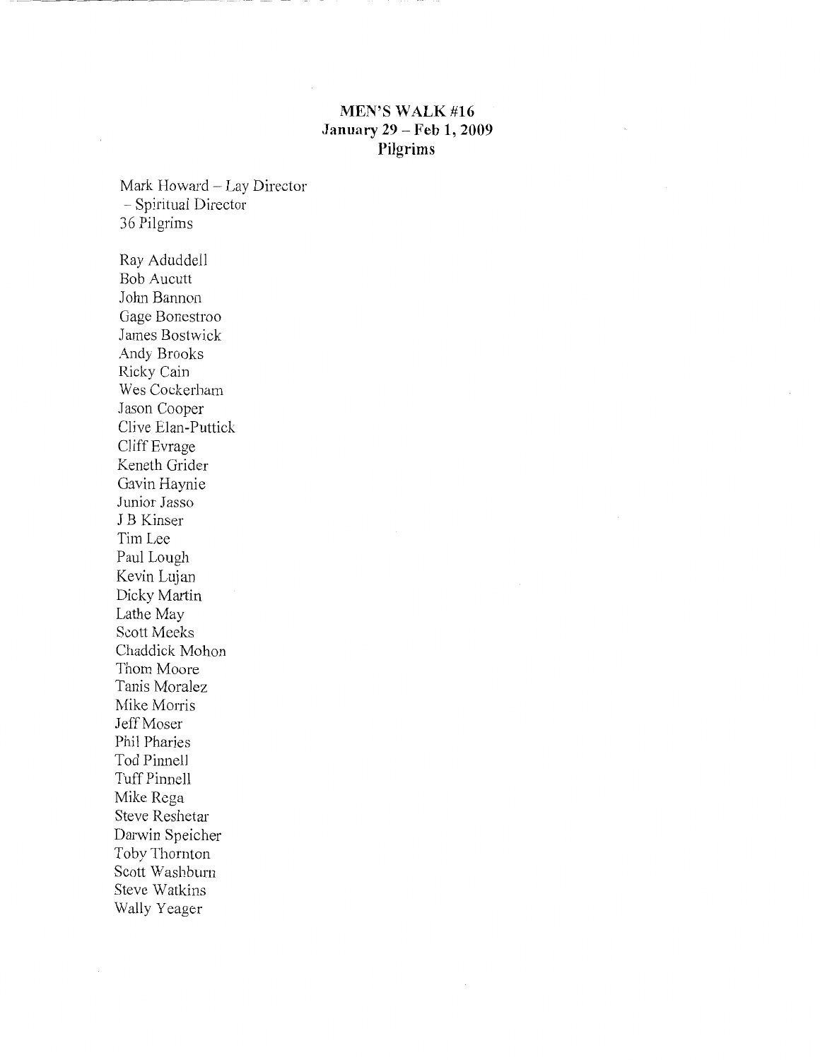**MEN'S WALK #16**
**January 29 – Feb 1, 2009**
**Pilgrims**

Mark Howard – Lay Director
– Spiritual Director
36 Pilgrims

Ray Aduddell
Bob Aucutt
John Bannon
Gage Bonestroo
James Bostwick
Andy Brooks
Ricky Cain
Wes Cockerham
Jason Cooper
Clive Elan-Puttick
Cliff Evrage
Keneth Grider
Gavin Haynie
Junior Jasso
J B Kinser
Tim Lee
Paul Lough
Kevin Lujan
Dicky Martin
Lathe May
Scott Meeks
Chaddick Mohon
Thom Moore
Tanis Moralez
Mike Morris
Jeff Moser
Phil Pharies
Tod Pinnell
Tuff Pinnell
Mike Rega
Steve Reshetar
Darwin Speicher
Toby Thornton
Scott Washburn
Steve Watkins
Wally Yeager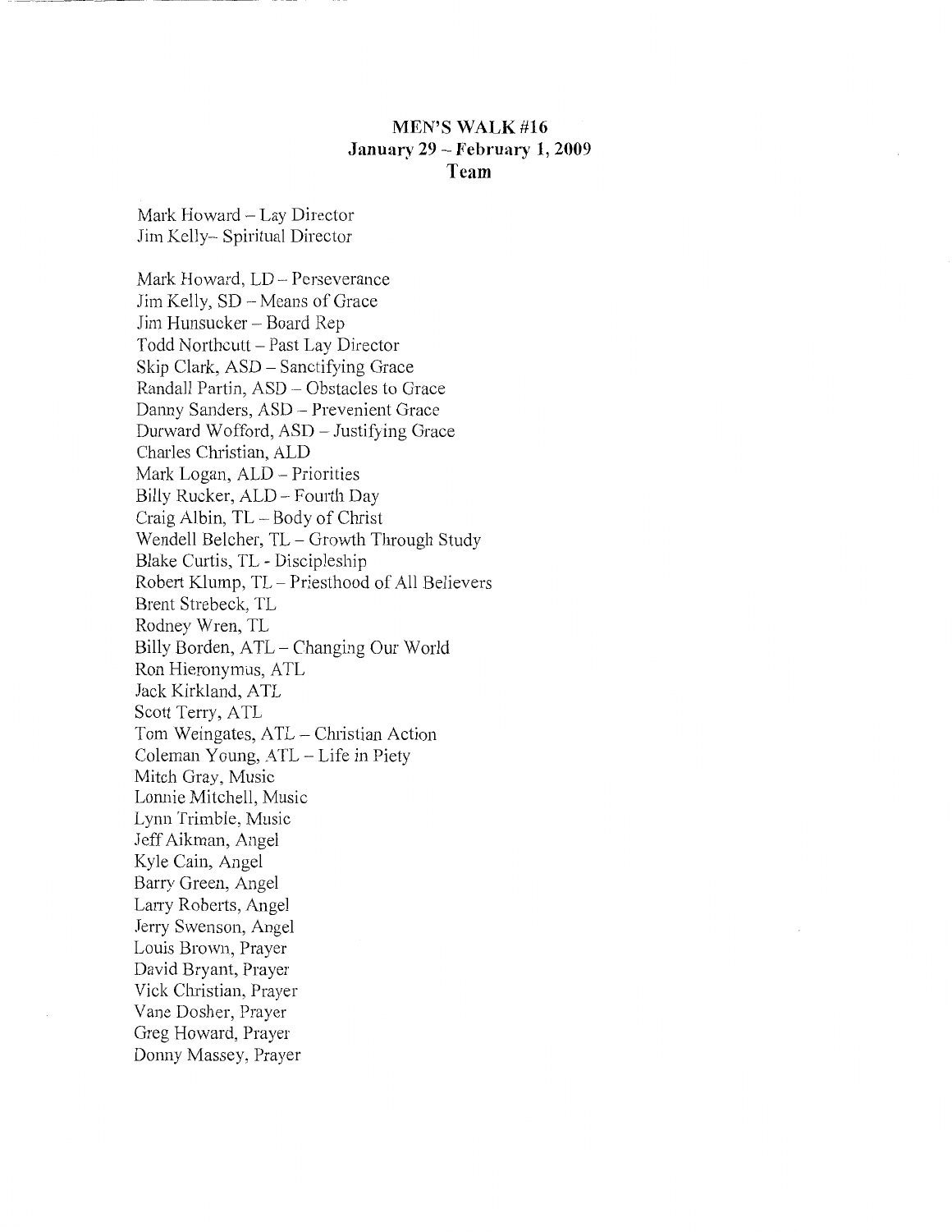## MEN'S WALK #16
## January 29 – February 1, 2009
## Team

Mark Howard – Lay Director
Jim Kelly– Spiritual Director

Mark Howard, LD – Perseverance
Jim Kelly, SD – Means of Grace
Jim Hunsucker – Board Rep
Todd Northcutt – Past Lay Director
Skip Clark, ASD – Sanctifying Grace
Randall Partin, ASD – Obstacles to Grace
Danny Sanders, ASD – Prevenient Grace
Durward Wofford, ASD – Justifying Grace
Charles Christian, ALD
Mark Logan, ALD – Priorities
Billy Rucker, ALD – Fourth Day
Craig Albin, TL – Body of Christ
Wendell Belcher, TL – Growth Through Study
Blake Curtis, TL - Discipleship
Robert Klump, TL – Priesthood of All Believers
Brent Strebeck, TL
Rodney Wren, TL
Billy Borden, ATL – Changing Our World
Ron Hieronymus, ATL
Jack Kirkland, ATL
Scott Terry, ATL
Tom Weingates, ATL – Christian Action
Coleman Young, ATL – Life in Piety
Mitch Gray, Music
Lonnie Mitchell, Music
Lynn Trimble, Music
Jeff Aikman, Angel
Kyle Cain, Angel
Barry Green, Angel
Larry Roberts, Angel
Jerry Swenson, Angel
Louis Brown, Prayer
David Bryant, Prayer
Vick Christian, Prayer
Vane Dosher, Prayer
Greg Howard, Prayer
Donny Massey, Prayer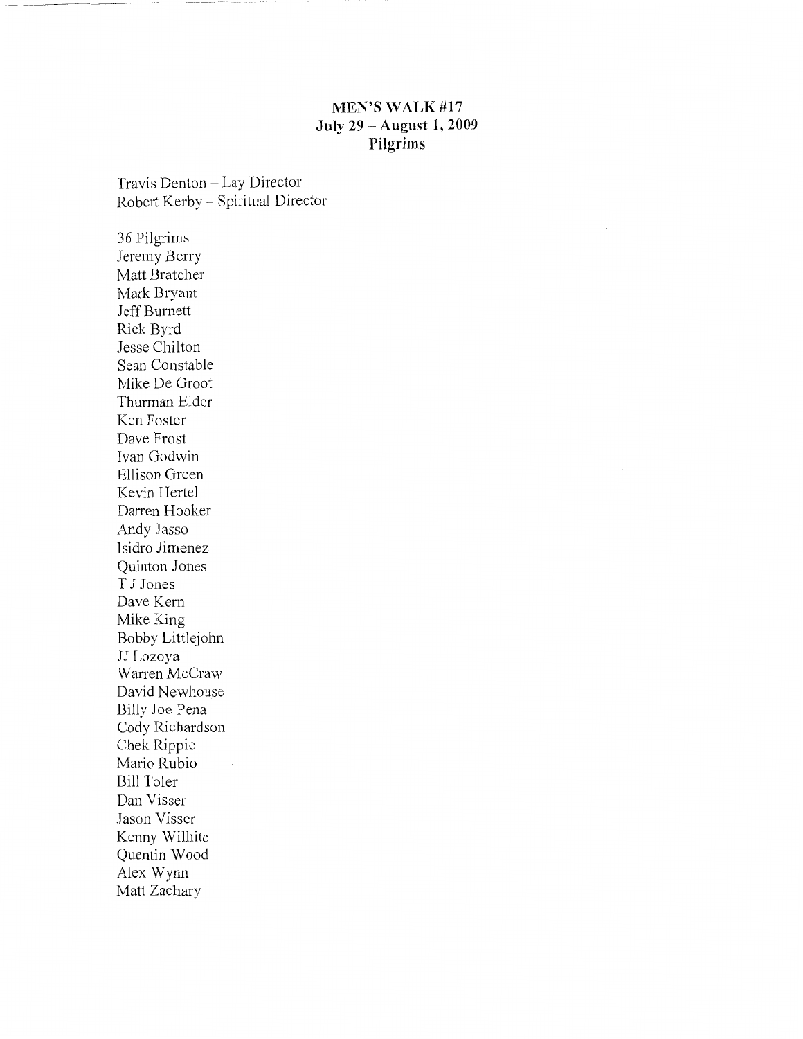**MEN'S WALK #17**
**July 29 – August 1, 2009**
**Pilgrims**

Travis Denton – Lay Director
Robert Kerby – Spiritual Director

36 Pilgrims
Jeremy Berry
Matt Bratcher
Mark Bryant
Jeff Burnett
Rick Byrd
Jesse Chilton
Sean Constable
Mike De Groot
Thurman Elder
Ken Foster
Dave Frost
Ivan Godwin
Ellison Green
Kevin Hertel
Darren Hooker
Andy Jasso
Isidro Jimenez
Quinton Jones
T J Jones
Dave Kern
Mike King
Bobby Littlejohn
JJ Lozoya
Warren McCraw
David Newhouse
Billy Joe Pena
Cody Richardson
Chek Rippie
Mario Rubio
Bill Toler
Dan Visser
Jason Visser
Kenny Wilhite
Quentin Wood
Alex Wynn
Matt Zachary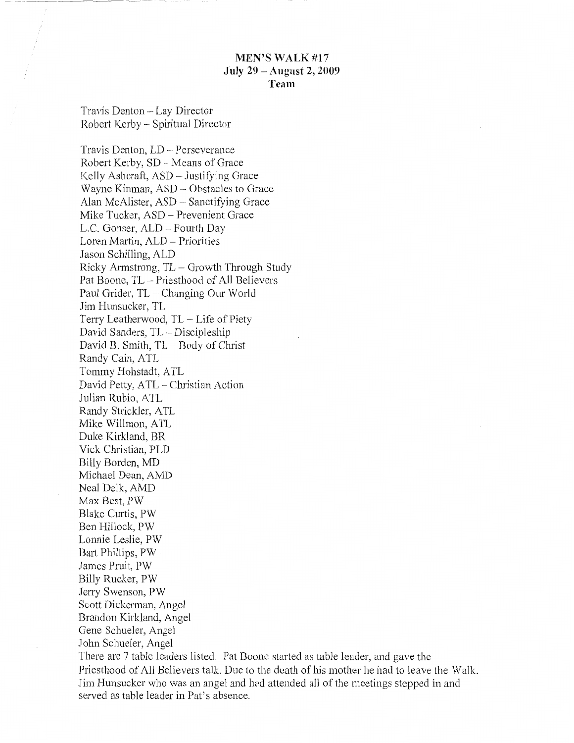**MEN'S WALK #17**
**July 29 – August 2, 2009**
**Team**

Travis Denton – Lay Director
Robert Kerby – Spiritual Director

Travis Denton, LD – Perseverance
Robert Kerby, SD – Means of Grace
Kelly Ashcraft, ASD – Justifying Grace
Wayne Kinman, ASD – Obstacles to Grace
Alan McAlister, ASD – Sanctifying Grace
Mike Tucker, ASD – Prevenient Grace
L.C. Gonser, ALD – Fourth Day
Loren Martin, ALD – Priorities
Jason Schilling, ALD
Ricky Armstrong, TL – Growth Through Study
Pat Boone, TL – Priesthood of All Believers
Paul Grider, TL – Changing Our World
Jim Hunsucker, TL
Terry Leatherwood, TL – Life of Piety
David Sanders, TL – Discipleship
David B. Smith, TL – Body of Christ
Randy Cain, ATL
Tommy Hohstadt, ATL
David Petty, ATL – Christian Action
Julian Rubio, ATL
Randy Strickler, ATL
Mike Willmon, ATL
Duke Kirkland, BR
Vick Christian, PLD
Billy Borden, MD
Michael Dean, AMD
Neal Delk, AMD
Max Best, PW
Blake Curtis, PW
Ben Hillock, PW
Lonnie Leslie, PW
Bart Phillips, PW
James Pruit, PW
Billy Rucker, PW
Jerry Swenson, PW
Scott Dickerman, Angel
Brandon Kirkland, Angel
Gene Schueler, Angel
John Schueler, Angel

There are 7 table leaders listed. Pat Boone started as table leader, and gave the Priesthood of All Believers talk. Due to the death of his mother he had to leave the Walk. Jim Hunsucker who was an angel and had attended all of the meetings stepped in and served as table leader in Pat's absence.